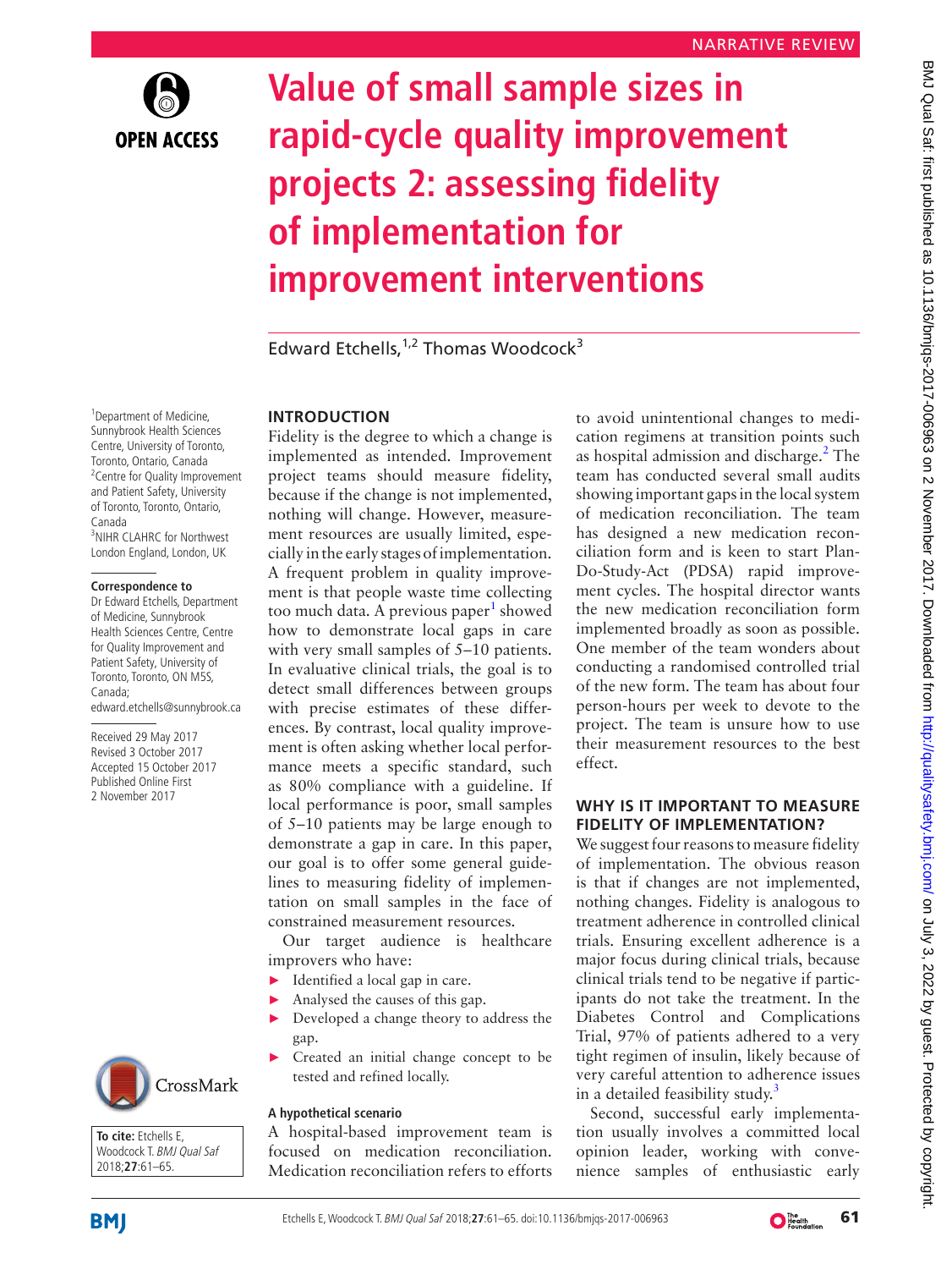NARRATIVE REVIEW

# Value of small sample sizes in rapid-cycle quality improvement projects 2: assessing fidelity of implementation for improvement interventions

Edward Etchells,[1,2] Thomas Woodcock[3]

[1]Department of Medicine, Sunnybrook Health Sciences Centre, University of Toronto, Toronto, Ontario, Canada
[2]Centre for Quality Improvement and Patient Safety, University of Toronto, Toronto, Ontario, Canada
[3]NIHR CLAHRC for Northwest London England, London, UK

**Correspondence to**
Dr Edward Etchells, Department of Medicine, Sunnybrook Health Sciences Centre, Centre for Quality Improvement and Patient Safety, University of Toronto, Toronto, ON M5S, Canada; edward.etchells@sunnybrook.ca

Received 29 May 2017
Revised 3 October 2017
Accepted 15 October 2017
Published Online First 2 November 2017

**To cite:** Etchells E, Woodcock T. *BMJ Qual Saf* 2018;**27**:61–65.

## INTRODUCTION

Fidelity is the degree to which a change is implemented as intended. Improvement project teams should measure fidelity, because if the change is not implemented, nothing will change. However, measurement resources are usually limited, especially in the early stages of implementation. A frequent problem in quality improvement is that people waste time collecting too much data. A previous paper[1] showed how to demonstrate local gaps in care with very small samples of 5–10 patients. In evaluative clinical trials, the goal is to detect small differences between groups with precise estimates of these differences. By contrast, local quality improvement is often asking whether local performance meets a specific standard, such as 80% compliance with a guideline. If local performance is poor, small samples of 5–10 patients may be large enough to demonstrate a gap in care. In this paper, our goal is to offer some general guidelines to measuring fidelity of implementation on small samples in the face of constrained measurement resources.

Our target audience is healthcare improvers who have:

- Identified a local gap in care.
- Analysed the causes of this gap.
- Developed a change theory to address the gap.
- Created an initial change concept to be tested and refined locally.

### A hypothetical scenario

A hospital-based improvement team is focused on medication reconciliation. Medication reconciliation refers to efforts to avoid unintentional changes to medication regimens at transition points such as hospital admission and discharge.[2] The team has conducted several small audits showing important gaps in the local system of medication reconciliation. The team has designed a new medication reconciliation form and is keen to start Plan-Do-Study-Act (PDSA) rapid improvement cycles. The hospital director wants the new medication reconciliation form implemented broadly as soon as possible. One member of the team wonders about conducting a randomised controlled trial of the new form. The team has about four person-hours per week to devote to the project. The team is unsure how to use their measurement resources to the best effect.

## WHY IS IT IMPORTANT TO MEASURE FIDELITY OF IMPLEMENTATION?

We suggest four reasons to measure fidelity of implementation. The obvious reason is that if changes are not implemented, nothing changes. Fidelity is analogous to treatment adherence in controlled clinical trials. Ensuring excellent adherence is a major focus during clinical trials, because clinical trials tend to be negative if participants do not take the treatment. In the Diabetes Control and Complications Trial, 97% of patients adhered to a very tight regimen of insulin, likely because of very careful attention to adherence issues in a detailed feasibility study.[3]

Second, successful early implementation usually involves a committed local opinion leader, working with convenience samples of enthusiastic early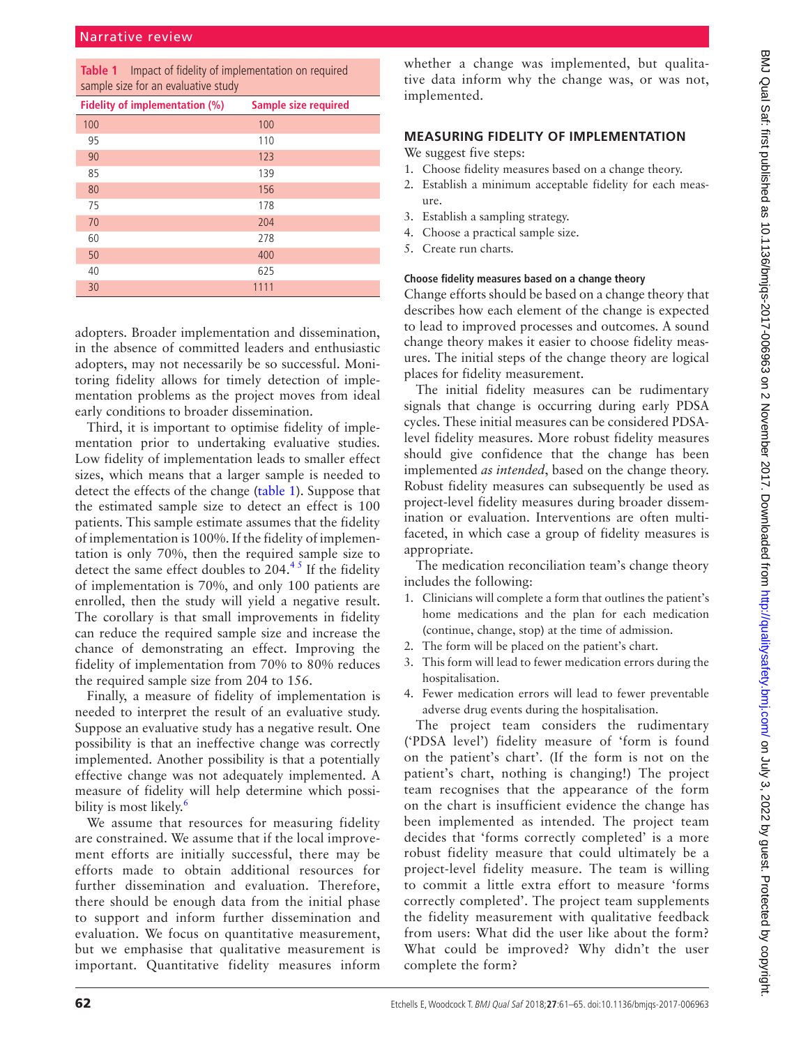**Table 1** Impact of fidelity of implementation on required sample size for an evaluative study

| Fidelity of implementation (%) | Sample size required |
|---|---|
| 100 | 100 |
| 95 | 110 |
| 90 | 123 |
| 85 | 139 |
| 80 | 156 |
| 75 | 178 |
| 70 | 204 |
| 60 | 278 |
| 50 | 400 |
| 40 | 625 |
| 30 | 1111 |

adopters. Broader implementation and dissemination, in the absence of committed leaders and enthusiastic adopters, may not necessarily be so successful. Monitoring fidelity allows for timely detection of implementation problems as the project moves from ideal early conditions to broader dissemination.

Third, it is important to optimise fidelity of implementation prior to undertaking evaluative studies. Low fidelity of implementation leads to smaller effect sizes, which means that a larger sample is needed to detect the effects of the change (table 1). Suppose that the estimated sample size to detect an effect is 100 patients. This sample estimate assumes that the fidelity of implementation is 100%. If the fidelity of implementation is only 70%, then the required sample size to detect the same effect doubles to 204.[4 5] If the fidelity of implementation is 70%, and only 100 patients are enrolled, then the study will yield a negative result. The corollary is that small improvements in fidelity can reduce the required sample size and increase the chance of demonstrating an effect. Improving the fidelity of implementation from 70% to 80% reduces the required sample size from 204 to 156.

Finally, a measure of fidelity of implementation is needed to interpret the result of an evaluative study. Suppose an evaluative study has a negative result. One possibility is that an ineffective change was correctly implemented. Another possibility is that a potentially effective change was not adequately implemented. A measure of fidelity will help determine which possibility is most likely.[6]

We assume that resources for measuring fidelity are constrained. We assume that if the local improvement efforts are initially successful, there may be efforts made to obtain additional resources for further dissemination and evaluation. Therefore, there should be enough data from the initial phase to support and inform further dissemination and evaluation. We focus on quantitative measurement, but we emphasise that qualitative measurement is important. Quantitative fidelity measures inform whether a change was implemented, but qualitative data inform why the change was, or was not, implemented.

## MEASURING FIDELITY OF IMPLEMENTATION

We suggest five steps:

1. Choose fidelity measures based on a change theory.
2. Establish a minimum acceptable fidelity for each measure.
3. Establish a sampling strategy.
4. Choose a practical sample size.
5. Create run charts.

### Choose fidelity measures based on a change theory

Change efforts should be based on a change theory that describes how each element of the change is expected to lead to improved processes and outcomes. A sound change theory makes it easier to choose fidelity measures. The initial steps of the change theory are logical places for fidelity measurement.

The initial fidelity measures can be rudimentary signals that change is occurring during early PDSA cycles. These initial measures can be considered PDSA-level fidelity measures. More robust fidelity measures should give confidence that the change has been implemented *as intended*, based on the change theory. Robust fidelity measures can subsequently be used as project-level fidelity measures during broader dissemination or evaluation. Interventions are often multifaceted, in which case a group of fidelity measures is appropriate.

The medication reconciliation team's change theory includes the following:

1. Clinicians will complete a form that outlines the patient's home medications and the plan for each medication (continue, change, stop) at the time of admission.
2. The form will be placed on the patient's chart.
3. This form will lead to fewer medication errors during the hospitalisation.
4. Fewer medication errors will lead to fewer preventable adverse drug events during the hospitalisation.

The project team considers the rudimentary ('PDSA level') fidelity measure of 'form is found on the patient's chart'. (If the form is not on the patient's chart, nothing is changing!) The project team recognises that the appearance of the form on the chart is insufficient evidence the change has been implemented as intended. The project team decides that 'forms correctly completed' is a more robust fidelity measure that could ultimately be a project-level fidelity measure. The team is willing to commit a little extra effort to measure 'forms correctly completed'. The project team supplements the fidelity measurement with qualitative feedback from users: What did the user like about the form? What could be improved? Why didn't the user complete the form?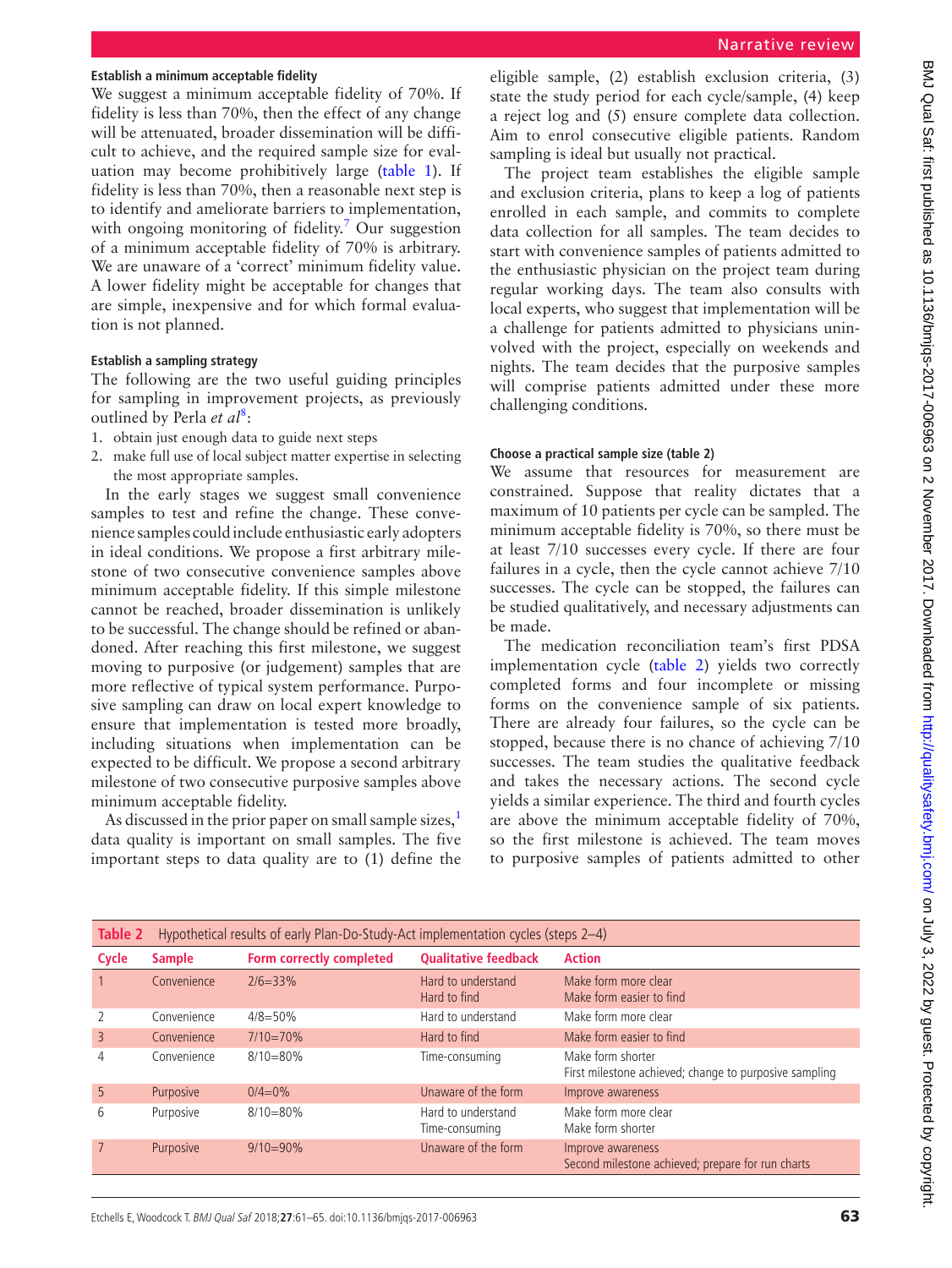### Establish a minimum acceptable fidelity

We suggest a minimum acceptable fidelity of 70%. If fidelity is less than 70%, then the effect of any change will be attenuated, broader dissemination will be difficult to achieve, and the required sample size for evaluation may become prohibitively large (table 1). If fidelity is less than 70%, then a reasonable next step is to identify and ameliorate barriers to implementation, with ongoing monitoring of fidelity.[7] Our suggestion of a minimum acceptable fidelity of 70% is arbitrary. We are unaware of a 'correct' minimum fidelity value. A lower fidelity might be acceptable for changes that are simple, inexpensive and for which formal evaluation is not planned.

### Establish a sampling strategy

The following are the two useful guiding principles for sampling in improvement projects, as previously outlined by Perla *et al*[8]:

1. obtain just enough data to guide next steps
2. make full use of local subject matter expertise in selecting the most appropriate samples.

In the early stages we suggest small convenience samples to test and refine the change. These convenience samples could include enthusiastic early adopters in ideal conditions. We propose a first arbitrary milestone of two consecutive convenience samples above minimum acceptable fidelity. If this simple milestone cannot be reached, broader dissemination is unlikely to be successful. The change should be refined or abandoned. After reaching this first milestone, we suggest moving to purposive (or judgement) samples that are more reflective of typical system performance. Purposive sampling can draw on local expert knowledge to ensure that implementation is tested more broadly, including situations when implementation can be expected to be difficult. We propose a second arbitrary milestone of two consecutive purposive samples above minimum acceptable fidelity.

As discussed in the prior paper on small sample sizes,[1] data quality is important on small samples. The five important steps to data quality are to (1) define the eligible sample, (2) establish exclusion criteria, (3) state the study period for each cycle/sample, (4) keep a reject log and (5) ensure complete data collection. Aim to enrol consecutive eligible patients. Random sampling is ideal but usually not practical.

The project team establishes the eligible sample and exclusion criteria, plans to keep a log of patients enrolled in each sample, and commits to complete data collection for all samples. The team decides to start with convenience samples of patients admitted to the enthusiastic physician on the project team during regular working days. The team also consults with local experts, who suggest that implementation will be a challenge for patients admitted to physicians uninvolved with the project, especially on weekends and nights. The team decides that the purposive samples will comprise patients admitted under these more challenging conditions.

### Choose a practical sample size (table 2)

We assume that resources for measurement are constrained. Suppose that reality dictates that a maximum of 10 patients per cycle can be sampled. The minimum acceptable fidelity is 70%, so there must be at least 7/10 successes every cycle. If there are four failures in a cycle, then the cycle cannot achieve 7/10 successes. The cycle can be stopped, the failures can be studied qualitatively, and necessary adjustments can be made.

The medication reconciliation team's first PDSA implementation cycle (table 2) yields two correctly completed forms and four incomplete or missing forms on the convenience sample of six patients. There are already four failures, so the cycle can be stopped, because there is no chance of achieving 7/10 successes. The team studies the qualitative feedback and takes the necessary actions. The second cycle yields a similar experience. The third and fourth cycles are above the minimum acceptable fidelity of 70%, so the first milestone is achieved. The team moves to purposive samples of patients admitted to other

**Table 2** Hypothetical results of early Plan-Do-Study-Act implementation cycles (steps 2–4)

| Cycle | Sample | Form correctly completed | Qualitative feedback | Action |
|---|---|---|---|---|
| 1 | Convenience | 2/6=33% | Hard to understand<br>Hard to find | Make form more clear<br>Make form easier to find |
| 2 | Convenience | 4/8=50% | Hard to understand | Make form more clear |
| 3 | Convenience | 7/10=70% | Hard to find | Make form easier to find |
| 4 | Convenience | 8/10=80% | Time-consuming | Make form shorter<br>First milestone achieved; change to purposive sampling |
| 5 | Purposive | 0/4=0% | Unaware of the form | Improve awareness |
| 6 | Purposive | 8/10=80% | Hard to understand<br>Time-consuming | Make form more clear<br>Make form shorter |
| 7 | Purposive | 9/10=90% | Unaware of the form | Improve awareness<br>Second milestone achieved; prepare for run charts |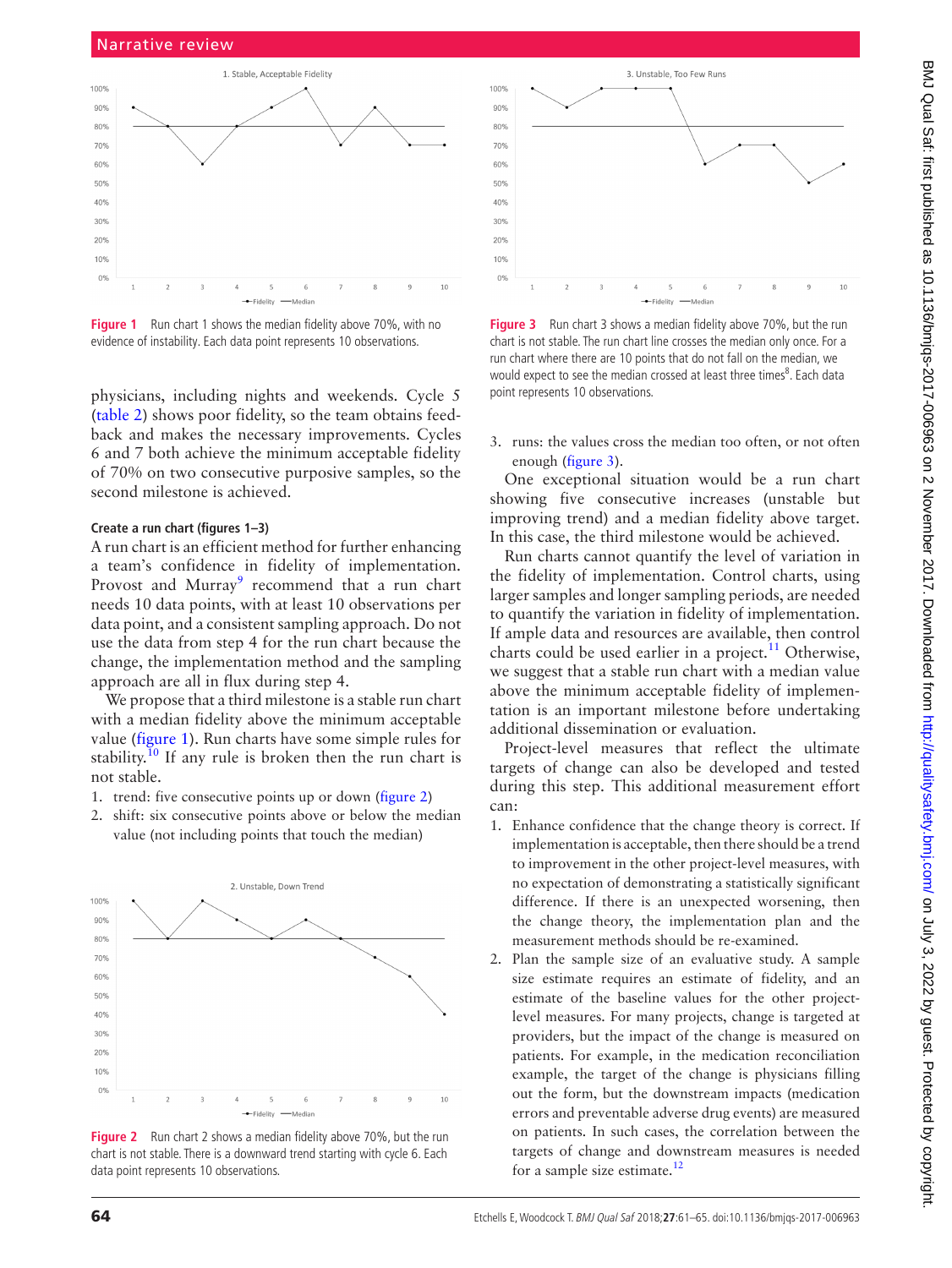Figure 1 Run chart 1 shows the median fidelity above 70%, with no evidence of instability. Each data point represents 10 observations.

physicians, including nights and weekends. Cycle 5 (table 2) shows poor fidelity, so the team obtains feedback and makes the necessary improvements. Cycles 6 and 7 both achieve the minimum acceptable fidelity of 70% on two consecutive purposive samples, so the second milestone is achieved.

#### Create a run chart (figures 1–3)

A run chart is an efficient method for further enhancing a team's confidence in fidelity of implementation. Provost and Murray[9] recommend that a run chart needs 10 data points, with at least 10 observations per data point, and a consistent sampling approach. Do not use the data from step 4 for the run chart because the change, the implementation method and the sampling approach are all in flux during step 4.

We propose that a third milestone is a stable run chart with a median fidelity above the minimum acceptable value (figure 1). Run charts have some simple rules for stability.[10] If any rule is broken then the run chart is not stable.

1. trend: five consecutive points up or down (figure 2)
2. shift: six consecutive points above or below the median value (not including points that touch the median)

Figure 2 Run chart 2 shows a median fidelity above 70%, but the run chart is not stable. There is a downward trend starting with cycle 6. Each data point represents 10 observations.

Figure 3 Run chart 3 shows a median fidelity above 70%, but the run chart is not stable. The run chart line crosses the median only once. For a run chart where there are 10 points that do not fall on the median, we would expect to see the median crossed at least three times[8]. Each data point represents 10 observations.

3. runs: the values cross the median too often, or not often enough (figure 3).

One exceptional situation would be a run chart showing five consecutive increases (unstable but improving trend) and a median fidelity above target. In this case, the third milestone would be achieved.

Run charts cannot quantify the level of variation in the fidelity of implementation. Control charts, using larger samples and longer sampling periods, are needed to quantify the variation in fidelity of implementation. If ample data and resources are available, then control charts could be used earlier in a project.[11] Otherwise, we suggest that a stable run chart with a median value above the minimum acceptable fidelity of implementation is an important milestone before undertaking additional dissemination or evaluation.

Project-level measures that reflect the ultimate targets of change can also be developed and tested during this step. This additional measurement effort can:

1. Enhance confidence that the change theory is correct. If implementation is acceptable, then there should be a trend to improvement in the other project-level measures, with no expectation of demonstrating a statistically significant difference. If there is an unexpected worsening, then the change theory, the implementation plan and the measurement methods should be re-examined.
2. Plan the sample size of an evaluative study. A sample size estimate requires an estimate of fidelity, and an estimate of the baseline values for the other project-level measures. For many projects, change is targeted at providers, but the impact of the change is measured on patients. For example, in the medication reconciliation example, the target of the change is physicians filling out the form, but the downstream impacts (medication errors and preventable adverse drug events) are measured on patients. In such cases, the correlation between the targets of change and downstream measures is needed for a sample size estimate.[12]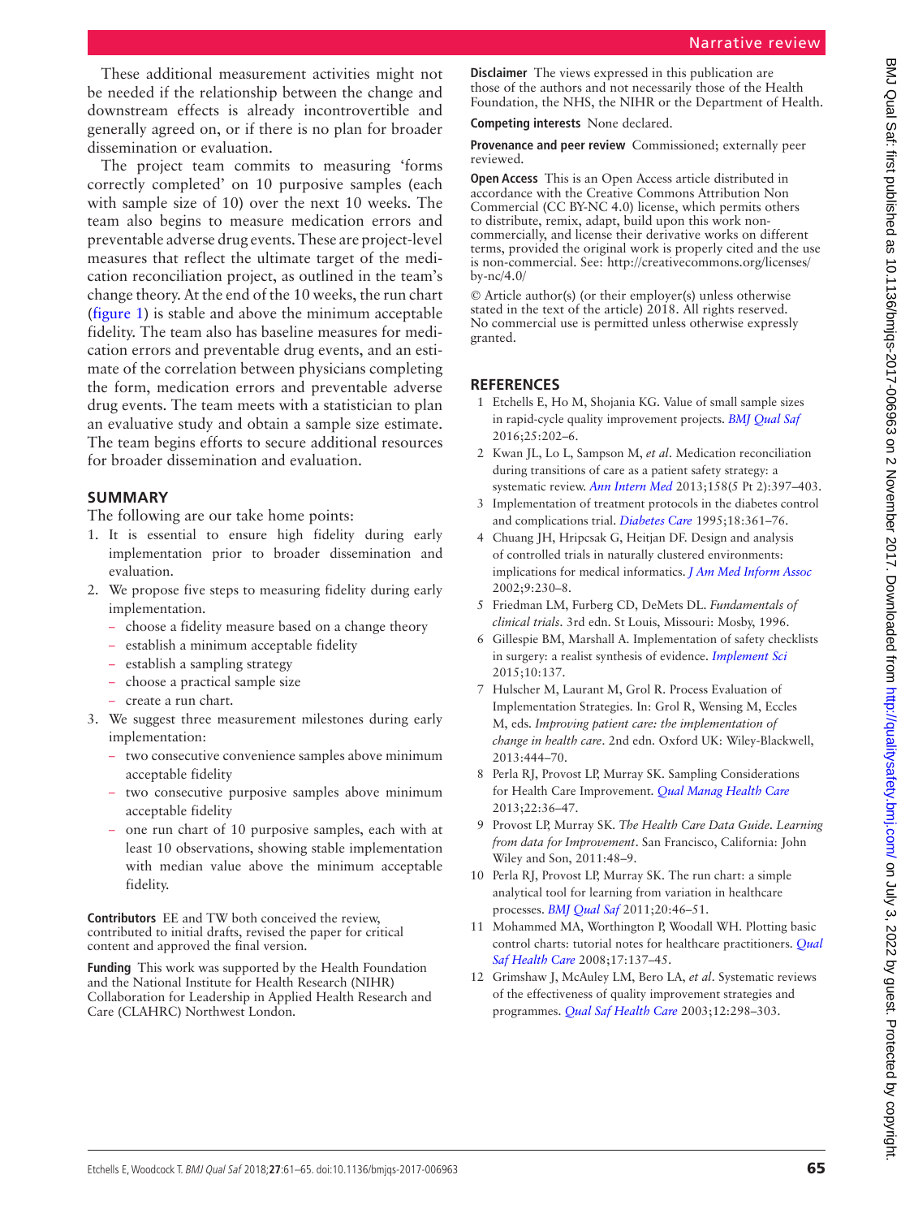These additional measurement activities might not be needed if the relationship between the change and downstream effects is already incontrovertible and generally agreed on, or if there is no plan for broader dissemination or evaluation.

The project team commits to measuring 'forms correctly completed' on 10 purposive samples (each with sample size of 10) over the next 10 weeks. The team also begins to measure medication errors and preventable adverse drug events. These are project-level measures that reflect the ultimate target of the medication reconciliation project, as outlined in the team's change theory. At the end of the 10 weeks, the run chart (figure 1) is stable and above the minimum acceptable fidelity. The team also has baseline measures for medication errors and preventable drug events, and an estimate of the correlation between physicians completing the form, medication errors and preventable adverse drug events. The team meets with a statistician to plan an evaluative study and obtain a sample size estimate. The team begins efforts to secure additional resources for broader dissemination and evaluation.

## SUMMARY

The following are our take home points:

1. It is essential to ensure high fidelity during early implementation prior to broader dissemination and evaluation.
2. We propose five steps to measuring fidelity during early implementation.
   - choose a fidelity measure based on a change theory
   - establish a minimum acceptable fidelity
   - establish a sampling strategy
   - choose a practical sample size
   - create a run chart.
3. We suggest three measurement milestones during early implementation:
   - two consecutive convenience samples above minimum acceptable fidelity
   - two consecutive purposive samples above minimum acceptable fidelity
   - one run chart of 10 purposive samples, each with at least 10 observations, showing stable implementation with median value above the minimum acceptable fidelity.

**Contributors** EE and TW both conceived the review, contributed to initial drafts, revised the paper for critical content and approved the final version.

**Funding** This work was supported by the Health Foundation and the National Institute for Health Research (NIHR) Collaboration for Leadership in Applied Health Research and Care (CLAHRC) Northwest London.

**Disclaimer** The views expressed in this publication are those of the authors and not necessarily those of the Health Foundation, the NHS, the NIHR or the Department of Health.

**Competing interests** None declared.

**Provenance and peer review** Commissioned; externally peer reviewed.

**Open Access** This is an Open Access article distributed in accordance with the Creative Commons Attribution Non Commercial (CC BY-NC 4.0) license, which permits others to distribute, remix, adapt, build upon this work non-commercially, and license their derivative works on different terms, provided the original work is properly cited and the use is non-commercial. See: http://creativecommons.org/licenses/by-nc/4.0/

© Article author(s) (or their employer(s) unless otherwise stated in the text of the article) 2018. All rights reserved. No commercial use is permitted unless otherwise expressly granted.

## REFERENCES

1. Etchells E, Ho M, Shojania KG. Value of small sample sizes in rapid-cycle quality improvement projects. *BMJ Qual Saf* 2016;25:202–6.
2. Kwan JL, Lo L, Sampson M, *et al*. Medication reconciliation during transitions of care as a patient safety strategy: a systematic review. *Ann Intern Med* 2013;158(5 Pt 2):397–403.
3. Implementation of treatment protocols in the diabetes control and complications trial. *Diabetes Care* 1995;18:361–76.
4. Chuang JH, Hripcsak G, Heitjan DF. Design and analysis of controlled trials in naturally clustered environments: implications for medical informatics. *J Am Med Inform Assoc* 2002;9:230–8.
5. Friedman LM, Furberg CD, DeMets DL. *Fundamentals of clinical trials*. 3rd edn. St Louis, Missouri: Mosby, 1996.
6. Gillespie BM, Marshall A. Implementation of safety checklists in surgery: a realist synthesis of evidence. *Implement Sci* 2015;10:137.
7. Hulscher M, Laurant M, Grol R. Process Evaluation of Implementation Strategies. In: Grol R, Wensing M, Eccles M, eds. *Improving patient care: the implementation of change in health care*. 2nd edn. Oxford UK: Wiley-Blackwell, 2013:444–70.
8. Perla RJ, Provost LP, Murray SK. Sampling Considerations for Health Care Improvement. *Qual Manag Health Care* 2013;22:36–47.
9. Provost LP, Murray SK. *The Health Care Data Guide. Learning from data for Improvement*. San Francisco, California: John Wiley and Son, 2011:48–9.
10. Perla RJ, Provost LP, Murray SK. The run chart: a simple analytical tool for learning from variation in healthcare processes. *BMJ Qual Saf* 2011;20:46–51.
11. Mohammed MA, Worthington P, Woodall WH. Plotting basic control charts: tutorial notes for healthcare practitioners. *Qual Saf Health Care* 2008;17:137–45.
12. Grimshaw J, McAuley LM, Bero LA, *et al*. Systematic reviews of the effectiveness of quality improvement strategies and programmes. *Qual Saf Health Care* 2003;12:298–303.